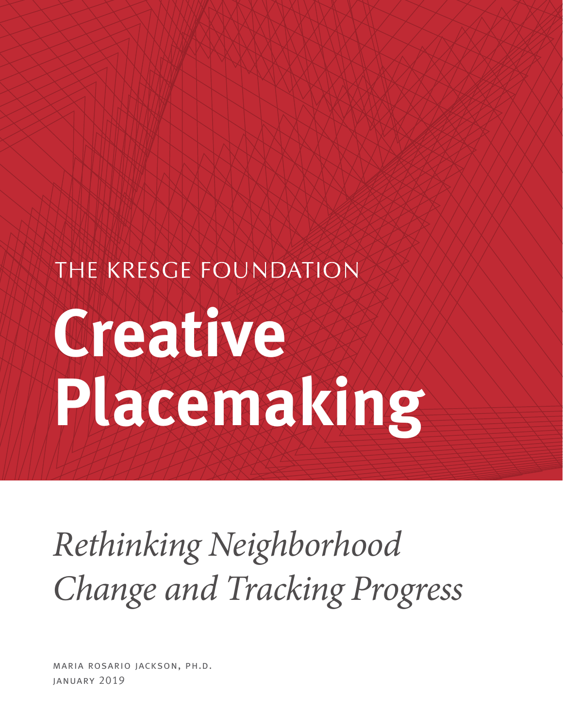THE KRESGE FOUNDATION

# Creative Placemaking

*Rethinking Neighborhood Change and Tracking Progress*

MARIA ROSARIO JACKSON, PH.D.
JANUARY 2019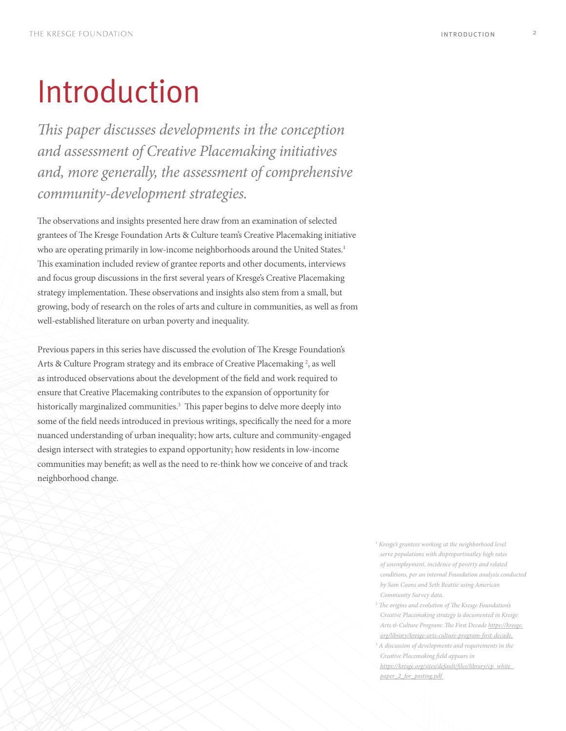# Introduction

*This paper discusses developments in the conception and assessment of Creative Placemaking initiatives and, more generally, the assessment of comprehensive community-development strategies.*

The observations and insights presented here draw from an examination of selected grantees of The Kresge Foundation Arts & Culture team's Creative Placemaking initiative who are operating primarily in low-income neighborhoods around the United States.[1] This examination included review of grantee reports and other documents, interviews and focus group discussions in the first several years of Kresge's Creative Placemaking strategy implementation. These observations and insights also stem from a small, but growing, body of research on the roles of arts and culture in communities, as well as from well-established literature on urban poverty and inequality.

Previous papers in this series have discussed the evolution of The Kresge Foundation's Arts & Culture Program strategy and its embrace of Creative Placemaking [2], as well as introduced observations about the development of the field and work required to ensure that Creative Placemaking contributes to the expansion of opportunity for historically marginalized communities.[3] This paper begins to delve more deeply into some of the field needs introduced in previous writings, specifically the need for a more nuanced understanding of urban inequality; how arts, culture and community-engaged design intersect with strategies to expand opportunity; how residents in low-income communities may benefit; as well as the need to re-think how we conceive of and track neighborhood change.

[1] *Kresge's grantees working at the neighborhood level serve populations with disproportinatley high rates of unemployment, incidence of poverty and related conditions, per an internal Foundation analysis conducted by Sam Coons and Seth Beattie using American Community Survey data.*

[2] *The origins and evolution of The Kresge Foundation's Creative Placemaking strategy is documented in Kresge Arts & Culture Program: The First Decade https://kresge.org/library/kresge-arts-culture-program-first-decade.*

[3] *A discussion of developments and requirements in the Creative Placemaking field appears in https://kresge.org/sites/default/files/library/cp_white_paper_2_for_posting.pdf*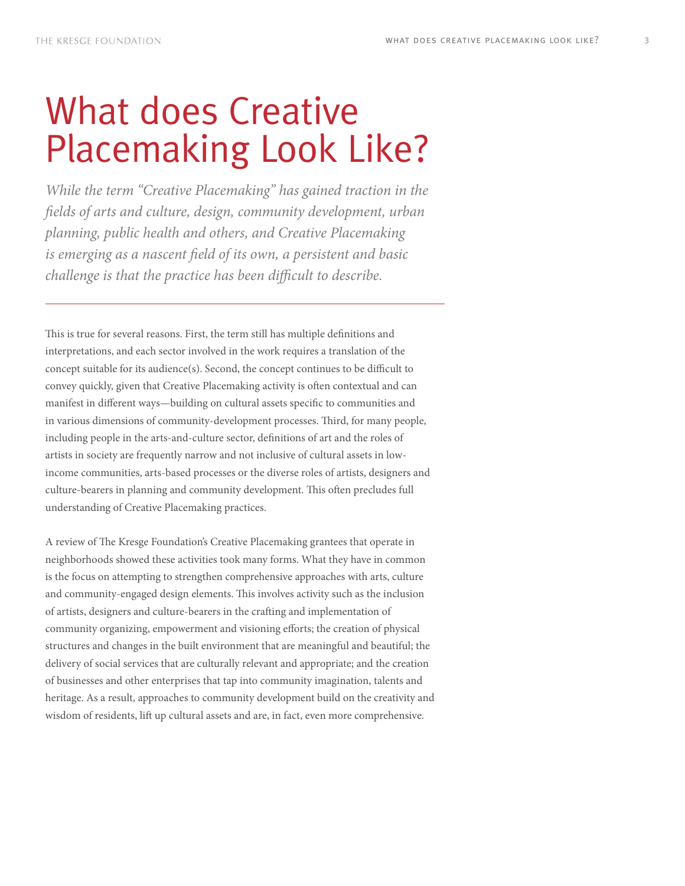# What does Creative Placemaking Look Like?

*While the term "Creative Placemaking" has gained traction in the fields of arts and culture, design, community development, urban planning, public health and others, and Creative Placemaking is emerging as a nascent field of its own, a persistent and basic challenge is that the practice has been difficult to describe.*

---

This is true for several reasons. First, the term still has multiple definitions and interpretations, and each sector involved in the work requires a translation of the concept suitable for its audience(s). Second, the concept continues to be difficult to convey quickly, given that Creative Placemaking activity is often contextual and can manifest in different ways—building on cultural assets specific to communities and in various dimensions of community-development processes. Third, for many people, including people in the arts-and-culture sector, definitions of art and the roles of artists in society are frequently narrow and not inclusive of cultural assets in low-income communities, arts-based processes or the diverse roles of artists, designers and culture-bearers in planning and community development. This often precludes full understanding of Creative Placemaking practices.

A review of The Kresge Foundation's Creative Placemaking grantees that operate in neighborhoods showed these activities took many forms. What they have in common is the focus on attempting to strengthen comprehensive approaches with arts, culture and community-engaged design elements. This involves activity such as the inclusion of artists, designers and culture-bearers in the crafting and implementation of community organizing, empowerment and visioning efforts; the creation of physical structures and changes in the built environment that are meaningful and beautiful; the delivery of social services that are culturally relevant and appropriate; and the creation of businesses and other enterprises that tap into community imagination, talents and heritage. As a result, approaches to community development build on the creativity and wisdom of residents, lift up cultural assets and are, in fact, even more comprehensive.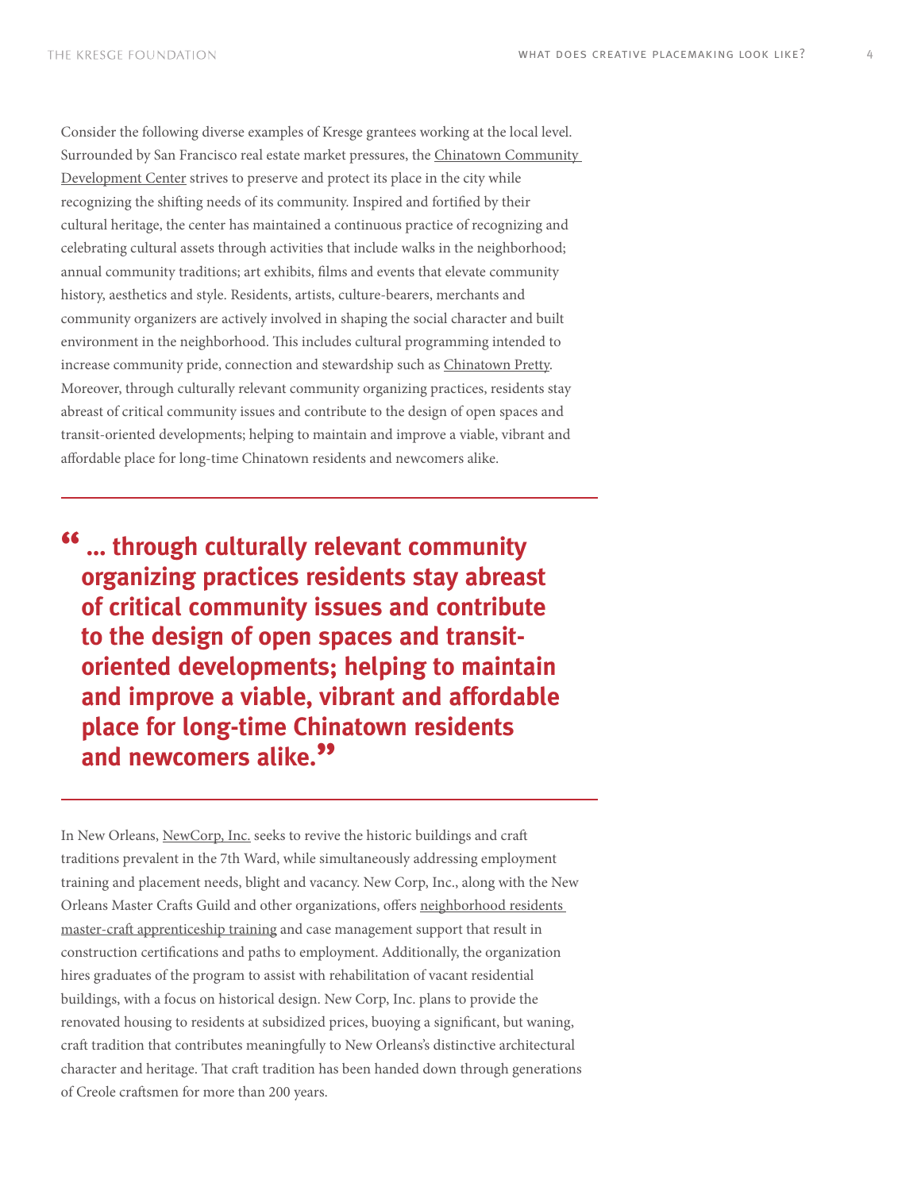Consider the following diverse examples of Kresge grantees working at the local level. Surrounded by San Francisco real estate market pressures, the Chinatown Community Development Center strives to preserve and protect its place in the city while recognizing the shifting needs of its community. Inspired and fortified by their cultural heritage, the center has maintained a continuous practice of recognizing and celebrating cultural assets through activities that include walks in the neighborhood; annual community traditions; art exhibits, films and events that elevate community history, aesthetics and style. Residents, artists, culture-bearers, merchants and community organizers are actively involved in shaping the social character and built environment in the neighborhood. This includes cultural programming intended to increase community pride, connection and stewardship such as Chinatown Pretty. Moreover, through culturally relevant community organizing practices, residents stay abreast of critical community issues and contribute to the design of open spaces and transit-oriented developments; helping to maintain and improve a viable, vibrant and affordable place for long-time Chinatown residents and newcomers alike.

---

> **"… through culturally relevant community organizing practices residents stay abreast of critical community issues and contribute to the design of open spaces and transit-oriented developments; helping to maintain and improve a viable, vibrant and affordable place for long-time Chinatown residents and newcomers alike."**

---

In New Orleans, NewCorp, Inc. seeks to revive the historic buildings and craft traditions prevalent in the 7th Ward, while simultaneously addressing employment training and placement needs, blight and vacancy. New Corp, Inc., along with the New Orleans Master Crafts Guild and other organizations, offers neighborhood residents master-craft apprenticeship training and case management support that result in construction certifications and paths to employment. Additionally, the organization hires graduates of the program to assist with rehabilitation of vacant residential buildings, with a focus on historical design. New Corp, Inc. plans to provide the renovated housing to residents at subsidized prices, buoying a significant, but waning, craft tradition that contributes meaningfully to New Orleans's distinctive architectural character and heritage. That craft tradition has been handed down through generations of Creole craftsmen for more than 200 years.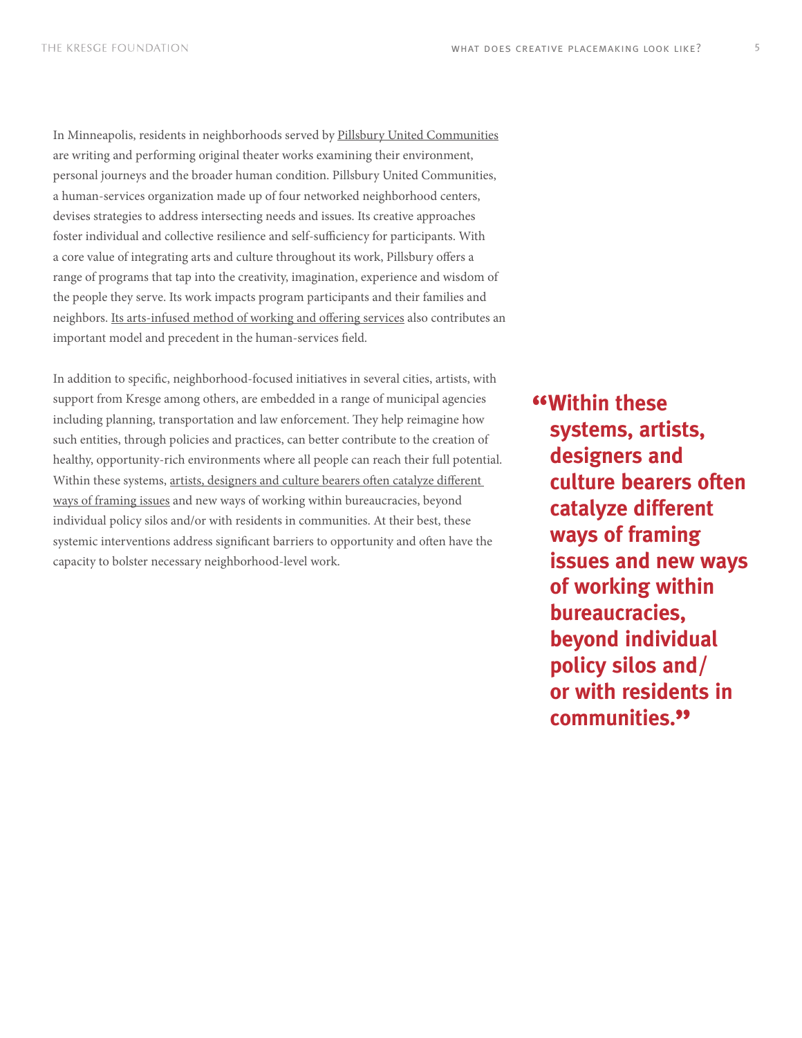In Minneapolis, residents in neighborhoods served by Pillsbury United Communities are writing and performing original theater works examining their environment, personal journeys and the broader human condition. Pillsbury United Communities, a human-services organization made up of four networked neighborhood centers, devises strategies to address intersecting needs and issues. Its creative approaches foster individual and collective resilience and self-sufficiency for participants. With a core value of integrating arts and culture throughout its work, Pillsbury offers a range of programs that tap into the creativity, imagination, experience and wisdom of the people they serve. Its work impacts program participants and their families and neighbors. Its arts-infused method of working and offering services also contributes an important model and precedent in the human-services field.

In addition to specific, neighborhood-focused initiatives in several cities, artists, with support from Kresge among others, are embedded in a range of municipal agencies including planning, transportation and law enforcement. They help reimagine how such entities, through policies and practices, can better contribute to the creation of healthy, opportunity-rich environments where all people can reach their full potential. Within these systems, artists, designers and culture bearers often catalyze different ways of framing issues and new ways of working within bureaucracies, beyond individual policy silos and/or with residents in communities. At their best, these systemic interventions address significant barriers to opportunity and often have the capacity to bolster necessary neighborhood-level work.

> **"Within these systems, artists, designers and culture bearers often catalyze different ways of framing issues and new ways of working within bureaucracies, beyond individual policy silos and/or with residents in communities."**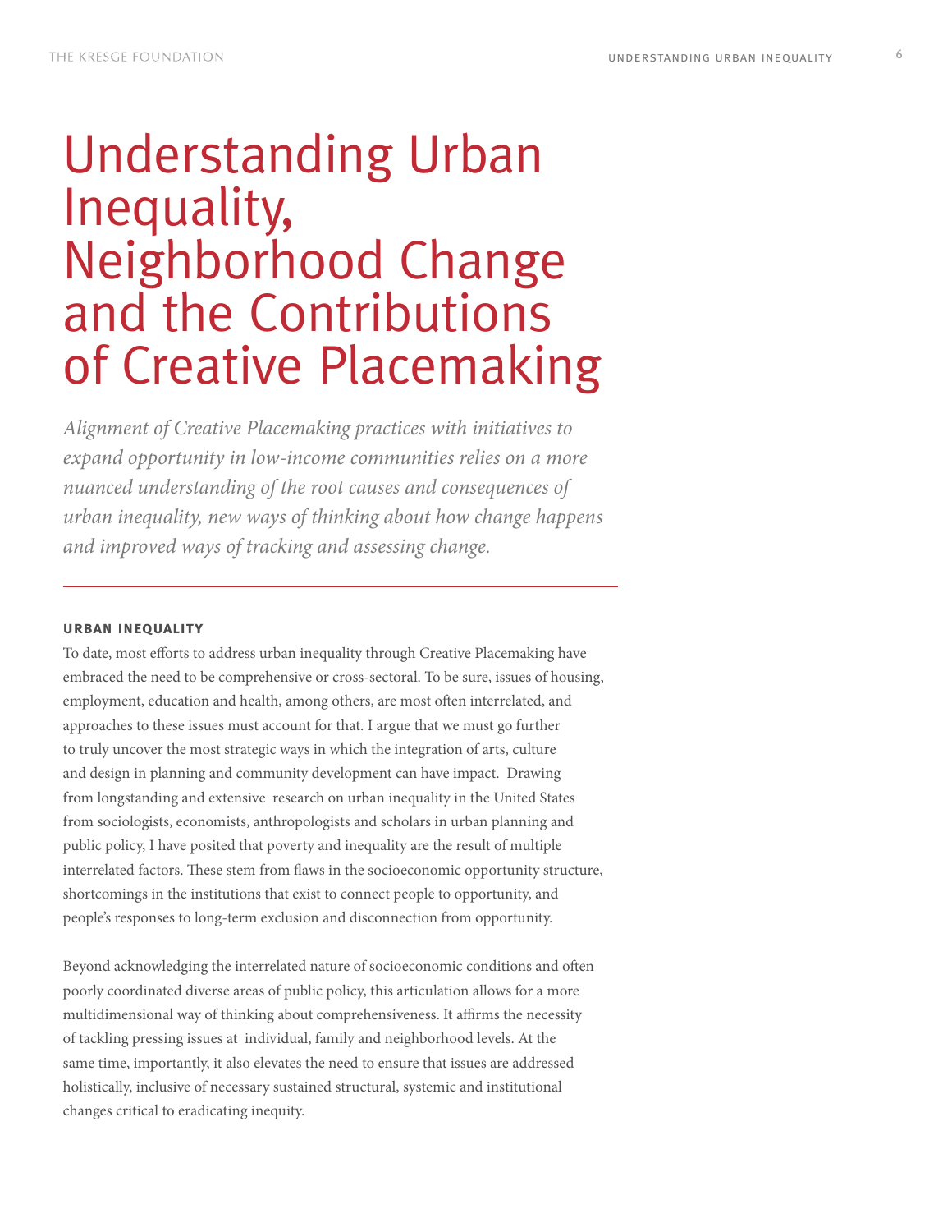# Understanding Urban Inequality, Neighborhood Change and the Contributions of Creative Placemaking

*Alignment of Creative Placemaking practices with initiatives to expand opportunity in low-income communities relies on a more nuanced understanding of the root causes and consequences of urban inequality, new ways of thinking about how change happens and improved ways of tracking and assessing change.*

---

### URBAN INEQUALITY

To date, most efforts to address urban inequality through Creative Placemaking have embraced the need to be comprehensive or cross-sectoral. To be sure, issues of housing, employment, education and health, among others, are most often interrelated, and approaches to these issues must account for that. I argue that we must go further to truly uncover the most strategic ways in which the integration of arts, culture and design in planning and community development can have impact. Drawing from longstanding and extensive research on urban inequality in the United States from sociologists, economists, anthropologists and scholars in urban planning and public policy, I have posited that poverty and inequality are the result of multiple interrelated factors. These stem from flaws in the socioeconomic opportunity structure, shortcomings in the institutions that exist to connect people to opportunity, and people's responses to long-term exclusion and disconnection from opportunity.

Beyond acknowledging the interrelated nature of socioeconomic conditions and often poorly coordinated diverse areas of public policy, this articulation allows for a more multidimensional way of thinking about comprehensiveness. It affirms the necessity of tackling pressing issues at individual, family and neighborhood levels. At the same time, importantly, it also elevates the need to ensure that issues are addressed holistically, inclusive of necessary sustained structural, systemic and institutional changes critical to eradicating inequity.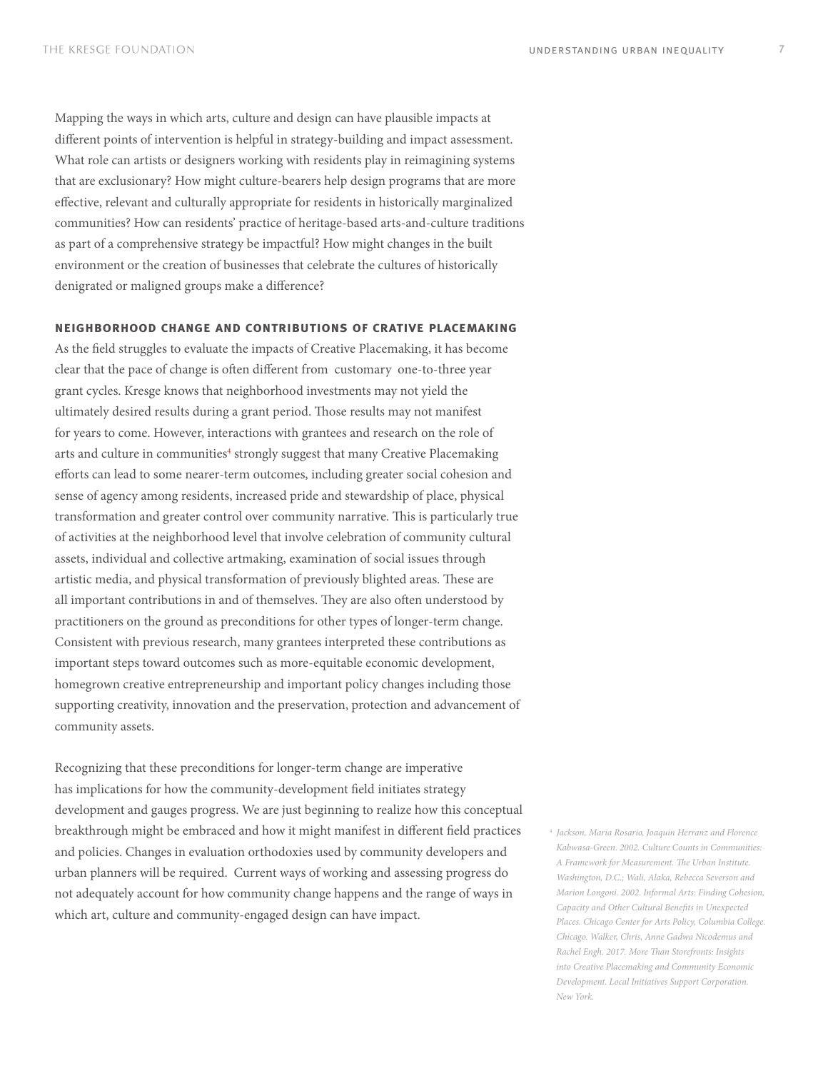Mapping the ways in which arts, culture and design can have plausible impacts at different points of intervention is helpful in strategy-building and impact assessment. What role can artists or designers working with residents play in reimagining systems that are exclusionary? How might culture-bearers help design programs that are more effective, relevant and culturally appropriate for residents in historically marginalized communities? How can residents' practice of heritage-based arts-and-culture traditions as part of a comprehensive strategy be impactful? How might changes in the built environment or the creation of businesses that celebrate the cultures of historically denigrated or maligned groups make a difference?

### NEIGHBORHOOD CHANGE AND CONTRIBUTIONS OF CRATIVE PLACEMAKING

As the field struggles to evaluate the impacts of Creative Placemaking, it has become clear that the pace of change is often different from customary one-to-three year grant cycles. Kresge knows that neighborhood investments may not yield the ultimately desired results during a grant period. Those results may not manifest for years to come. However, interactions with grantees and research on the role of arts and culture in communities[4] strongly suggest that many Creative Placemaking efforts can lead to some nearer-term outcomes, including greater social cohesion and sense of agency among residents, increased pride and stewardship of place, physical transformation and greater control over community narrative. This is particularly true of activities at the neighborhood level that involve celebration of community cultural assets, individual and collective artmaking, examination of social issues through artistic media, and physical transformation of previously blighted areas. These are all important contributions in and of themselves. They are also often understood by practitioners on the ground as preconditions for other types of longer-term change. Consistent with previous research, many grantees interpreted these contributions as important steps toward outcomes such as more-equitable economic development, homegrown creative entrepreneurship and important policy changes including those supporting creativity, innovation and the preservation, protection and advancement of community assets.

Recognizing that these preconditions for longer-term change are imperative has implications for how the community-development field initiates strategy development and gauges progress. We are just beginning to realize how this conceptual breakthrough might be embraced and how it might manifest in different field practices and policies. Changes in evaluation orthodoxies used by community developers and urban planners will be required. Current ways of working and assessing progress do not adequately account for how community change happens and the range of ways in which art, culture and community-engaged design can have impact.

[4] *Jackson, Maria Rosario, Joaquin Herranz and Florence Kabwasa-Green. 2002. Culture Counts in Communities: A Framework for Measurement. The Urban Institute. Washington, D.C.; Wali, Alaka, Rebecca Severson and Marion Longoni. 2002. Informal Arts: Finding Cohesion, Capacity and Other Cultural Benefits in Unexpected Places. Chicago Center for Arts Policy, Columbia College. Chicago. Walker, Chris, Anne Gadwa Nicodemus and Rachel Engh. 2017. More Than Storefronts: Insights into Creative Placemaking and Community Economic Development. Local Initiatives Support Corporation. New York.*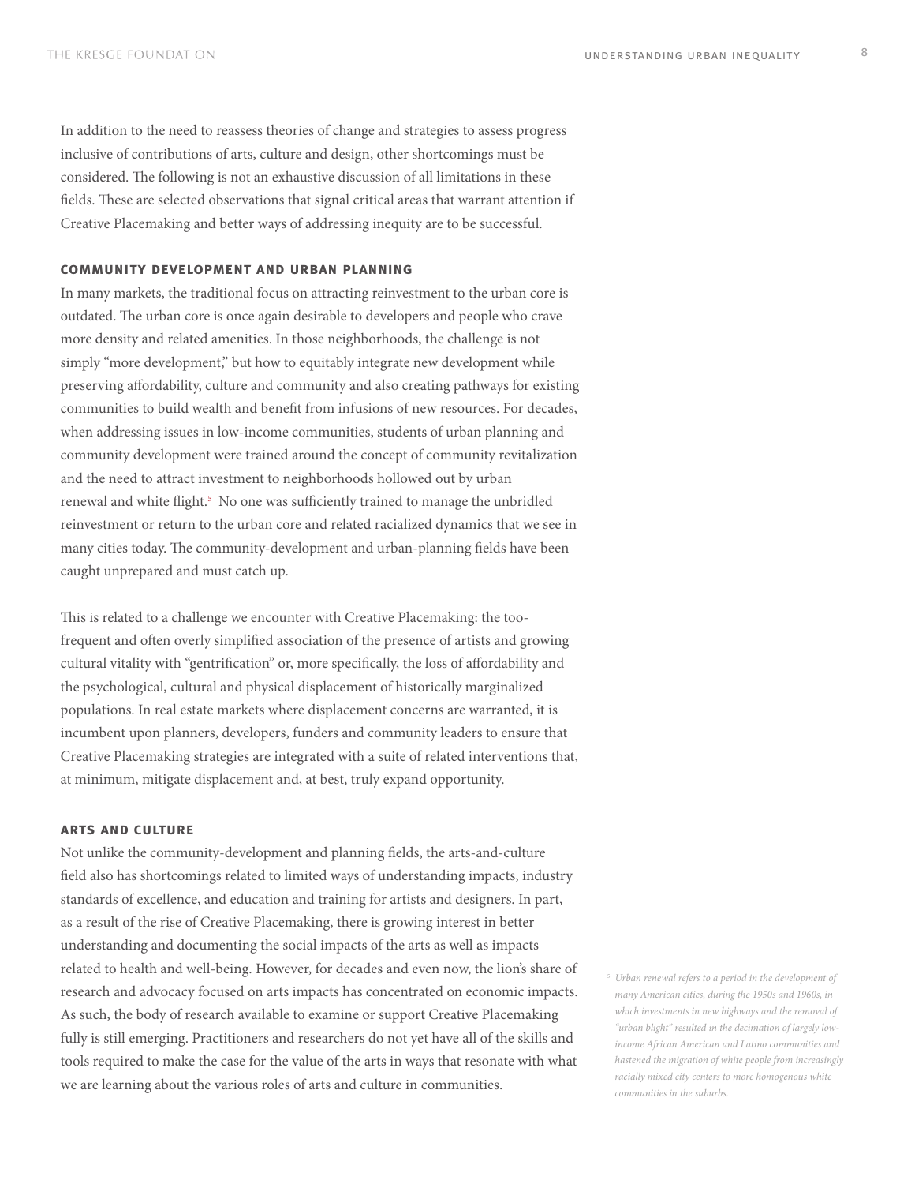In addition to the need to reassess theories of change and strategies to assess progress inclusive of contributions of arts, culture and design, other shortcomings must be considered. The following is not an exhaustive discussion of all limitations in these fields. These are selected observations that signal critical areas that warrant attention if Creative Placemaking and better ways of addressing inequity are to be successful.

## COMMUNITY DEVELOPMENT AND URBAN PLANNING

In many markets, the traditional focus on attracting reinvestment to the urban core is outdated. The urban core is once again desirable to developers and people who crave more density and related amenities. In those neighborhoods, the challenge is not simply "more development," but how to equitably integrate new development while preserving affordability, culture and community and also creating pathways for existing communities to build wealth and benefit from infusions of new resources. For decades, when addressing issues in low-income communities, students of urban planning and community development were trained around the concept of community revitalization and the need to attract investment to neighborhoods hollowed out by urban renewal and white flight.[5] No one was sufficiently trained to manage the unbridled reinvestment or return to the urban core and related racialized dynamics that we see in many cities today. The community-development and urban-planning fields have been caught unprepared and must catch up.

This is related to a challenge we encounter with Creative Placemaking: the too-frequent and often overly simplified association of the presence of artists and growing cultural vitality with "gentrification" or, more specifically, the loss of affordability and the psychological, cultural and physical displacement of historically marginalized populations. In real estate markets where displacement concerns are warranted, it is incumbent upon planners, developers, funders and community leaders to ensure that Creative Placemaking strategies are integrated with a suite of related interventions that, at minimum, mitigate displacement and, at best, truly expand opportunity.

## ARTS AND CULTURE

Not unlike the community-development and planning fields, the arts-and-culture field also has shortcomings related to limited ways of understanding impacts, industry standards of excellence, and education and training for artists and designers. In part, as a result of the rise of Creative Placemaking, there is growing interest in better understanding and documenting the social impacts of the arts as well as impacts related to health and well-being. However, for decades and even now, the lion's share of research and advocacy focused on arts impacts has concentrated on economic impacts. As such, the body of research available to examine or support Creative Placemaking fully is still emerging. Practitioners and researchers do not yet have all of the skills and tools required to make the case for the value of the arts in ways that resonate with what we are learning about the various roles of arts and culture in communities.

[5] *Urban renewal refers to a period in the development of many American cities, during the 1950s and 1960s, in which investments in new highways and the removal of "urban blight" resulted in the decimation of largely low-income African American and Latino communities and hastened the migration of white people from increasingly racially mixed city centers to more homogenous white communities in the suburbs.*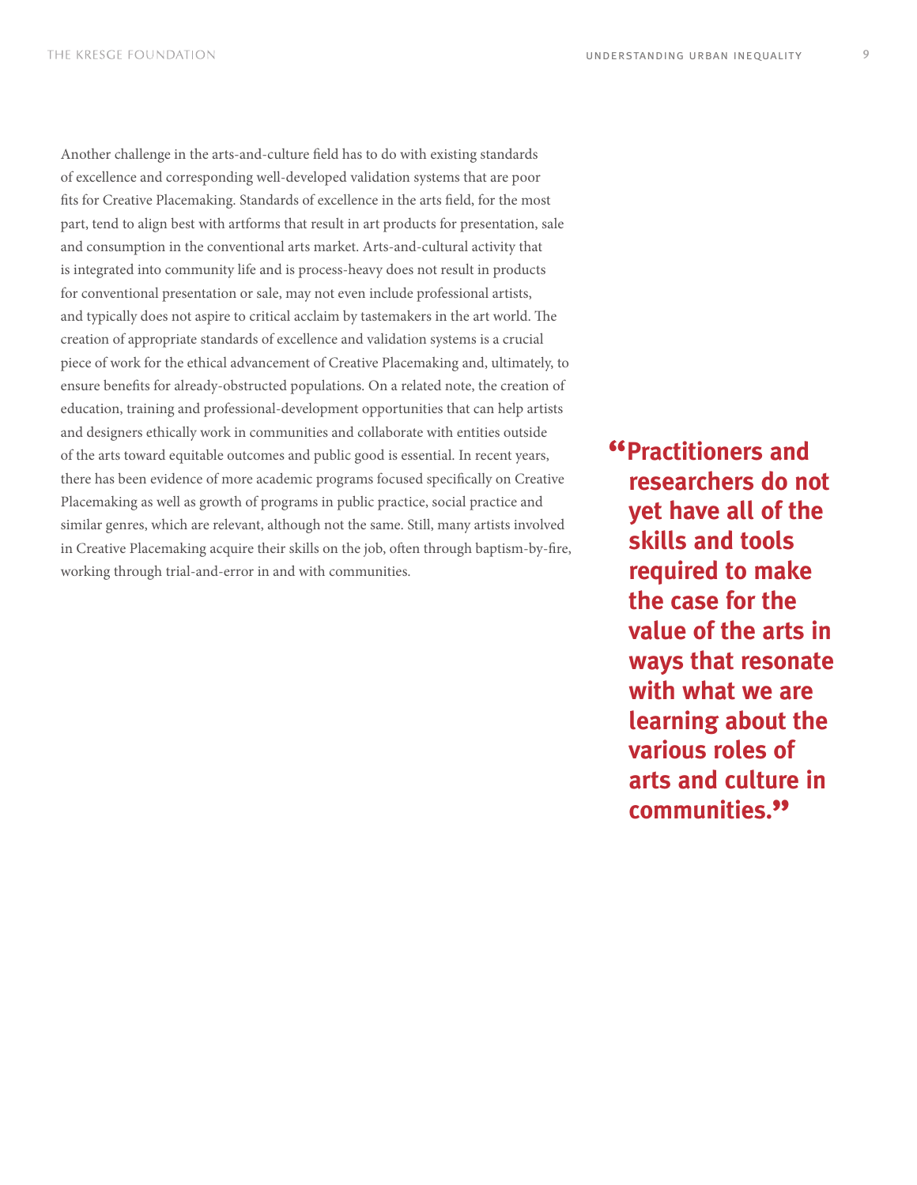Another challenge in the arts-and-culture field has to do with existing standards of excellence and corresponding well-developed validation systems that are poor fits for Creative Placemaking. Standards of excellence in the arts field, for the most part, tend to align best with artforms that result in art products for presentation, sale and consumption in the conventional arts market. Arts-and-cultural activity that is integrated into community life and is process-heavy does not result in products for conventional presentation or sale, may not even include professional artists, and typically does not aspire to critical acclaim by tastemakers in the art world. The creation of appropriate standards of excellence and validation systems is a crucial piece of work for the ethical advancement of Creative Placemaking and, ultimately, to ensure benefits for already-obstructed populations. On a related note, the creation of education, training and professional-development opportunities that can help artists and designers ethically work in communities and collaborate with entities outside of the arts toward equitable outcomes and public good is essential. In recent years, there has been evidence of more academic programs focused specifically on Creative Placemaking as well as growth of programs in public practice, social practice and similar genres, which are relevant, although not the same. Still, many artists involved in Creative Placemaking acquire their skills on the job, often through baptism-by-fire, working through trial-and-error in and with communities.

> **“Practitioners and researchers do not yet have all of the skills and tools required to make the case for the value of the arts in ways that resonate with what we are learning about the various roles of arts and culture in communities.”**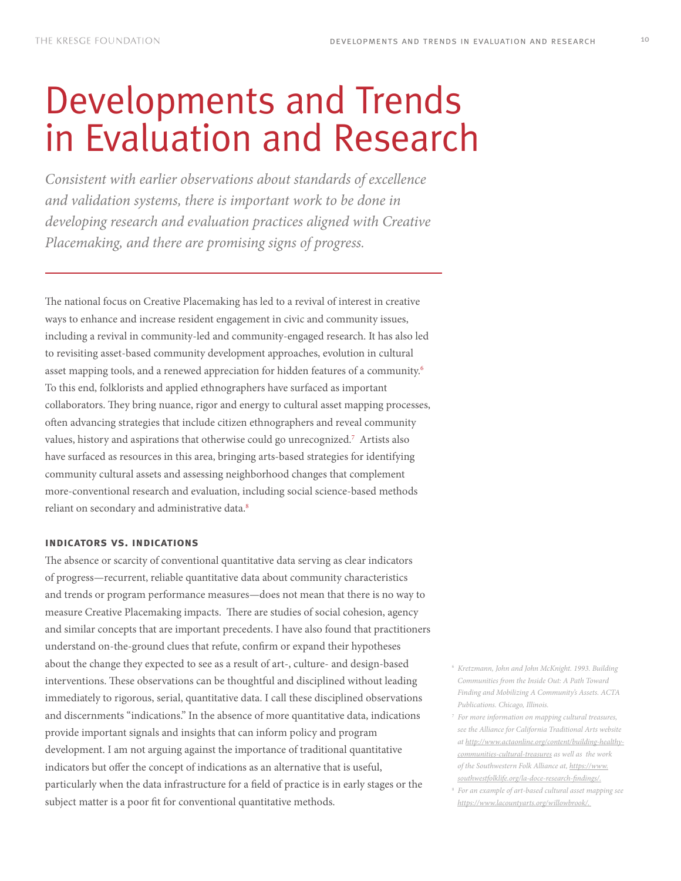# Developments and Trends in Evaluation and Research

*Consistent with earlier observations about standards of excellence and validation systems, there is important work to be done in developing research and evaluation practices aligned with Creative Placemaking, and there are promising signs of progress.*

---

The national focus on Creative Placemaking has led to a revival of interest in creative ways to enhance and increase resident engagement in civic and community issues, including a revival in community-led and community-engaged research. It has also led to revisiting asset-based community development approaches, evolution in cultural asset mapping tools, and a renewed appreciation for hidden features of a community.[6] To this end, folklorists and applied ethnographers have surfaced as important collaborators. They bring nuance, rigor and energy to cultural asset mapping processes, often advancing strategies that include citizen ethnographers and reveal community values, history and aspirations that otherwise could go unrecognized.[7] Artists also have surfaced as resources in this area, bringing arts-based strategies for identifying community cultural assets and assessing neighborhood changes that complement more-conventional research and evaluation, including social science-based methods reliant on secondary and administrative data.[8]

### INDICATORS VS. INDICATIONS

The absence or scarcity of conventional quantitative data serving as clear indicators of progress—recurrent, reliable quantitative data about community characteristics and trends or program performance measures—does not mean that there is no way to measure Creative Placemaking impacts. There are studies of social cohesion, agency and similar concepts that are important precedents. I have also found that practitioners understand on-the-ground clues that refute, confirm or expand their hypotheses about the change they expected to see as a result of art-, culture- and design-based interventions. These observations can be thoughtful and disciplined without leading immediately to rigorous, serial, quantitative data. I call these disciplined observations and discernments "indications." In the absence of more quantitative data, indications provide important signals and insights that can inform policy and program development. I am not arguing against the importance of traditional quantitative indicators but offer the concept of indications as an alternative that is useful, particularly when the data infrastructure for a field of practice is in early stages or the subject matter is a poor fit for conventional quantitative methods.

---

[6] *Kretzmann, John and John McKnight. 1993. Building Communities from the Inside Out: A Path Toward Finding and Mobilizing A Community's Assets. ACTA Publications. Chicago, Illinois.*

[7] *For more information on mapping cultural treasures, see the Alliance for California Traditional Arts website at http://www.actaonline.org/content/building-healthy-communities-cultural-treasures as well as the work of the Southwestern Folk Alliance at, https://www.southwestfolklife.org/la-doce-research-findings/.*

[8] *For an example of art-based cultural asset mapping see https://www.lacountyarts.org/willowbrook/.*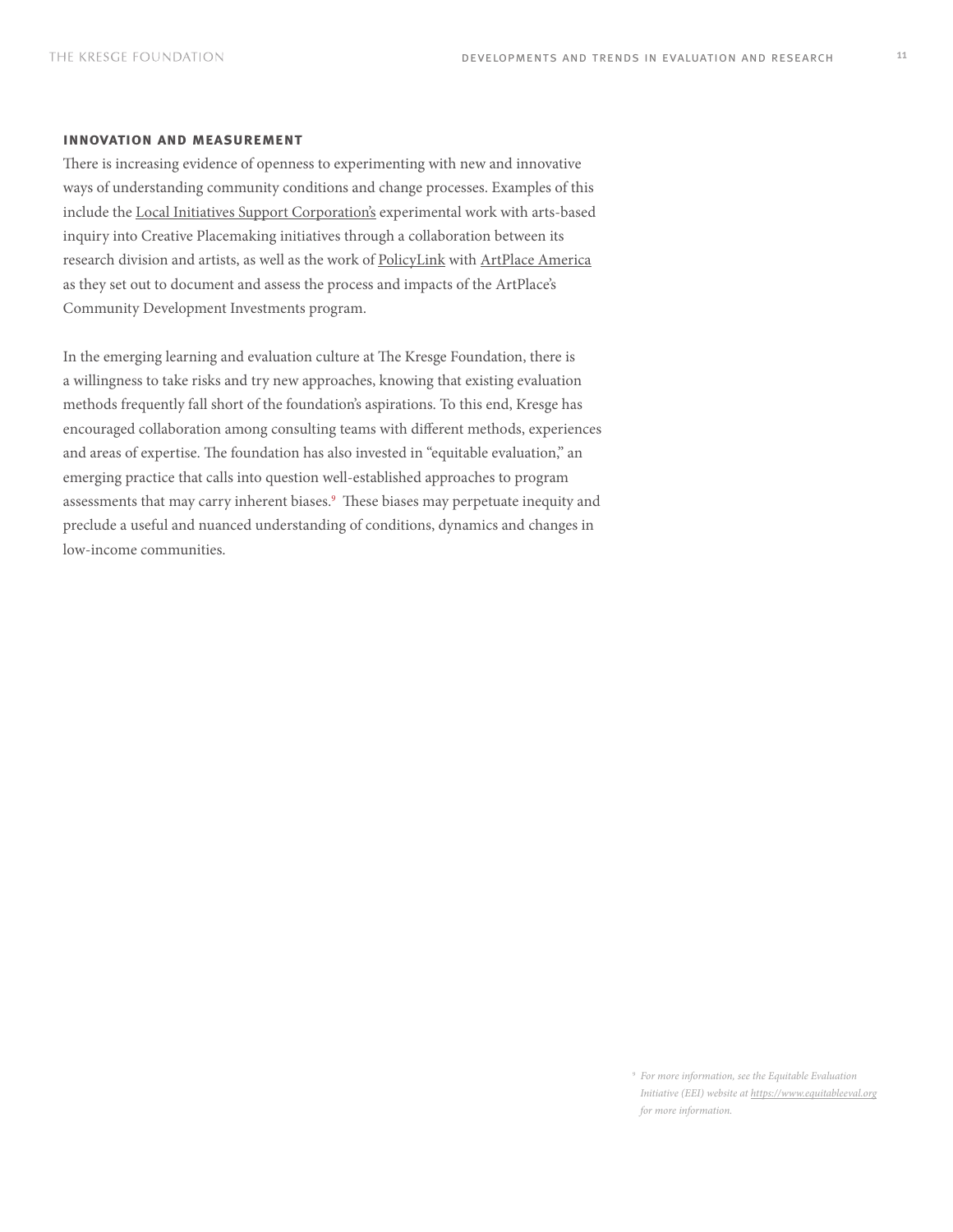#### INNOVATION AND MEASUREMENT

There is increasing evidence of openness to experimenting with new and innovative ways of understanding community conditions and change processes. Examples of this include the Local Initiatives Support Corporation's experimental work with arts-based inquiry into Creative Placemaking initiatives through a collaboration between its research division and artists, as well as the work of PolicyLink with ArtPlace America as they set out to document and assess the process and impacts of the ArtPlace's Community Development Investments program.

In the emerging learning and evaluation culture at The Kresge Foundation, there is a willingness to take risks and try new approaches, knowing that existing evaluation methods frequently fall short of the foundation's aspirations. To this end, Kresge has encouraged collaboration among consulting teams with different methods, experiences and areas of expertise. The foundation has also invested in "equitable evaluation," an emerging practice that calls into question well-established approaches to program assessments that may carry inherent biases.[9] These biases may perpetuate inequity and preclude a useful and nuanced understanding of conditions, dynamics and changes in low-income communities.

[9] *For more information, see the Equitable Evaluation Initiative (EEI) website at https://www.equitableeval.org for more information.*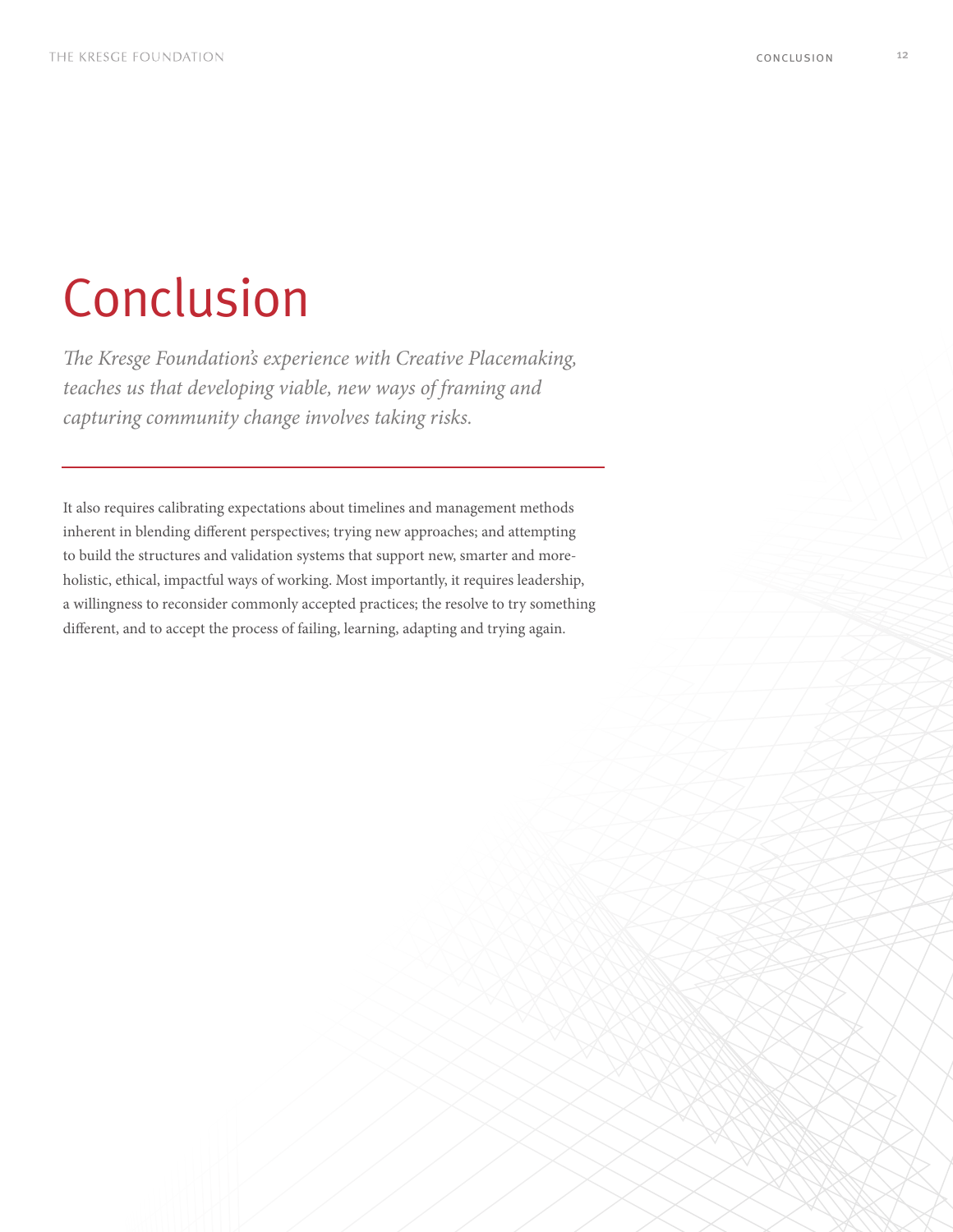# Conclusion

*The Kresge Foundation's experience with Creative Placemaking, teaches us that developing viable, new ways of framing and capturing community change involves taking risks.*

It also requires calibrating expectations about timelines and management methods inherent in blending different perspectives; trying new approaches; and attempting to build the structures and validation systems that support new, smarter and more-holistic, ethical, impactful ways of working. Most importantly, it requires leadership, a willingness to reconsider commonly accepted practices; the resolve to try something different, and to accept the process of failing, learning, adapting and trying again.